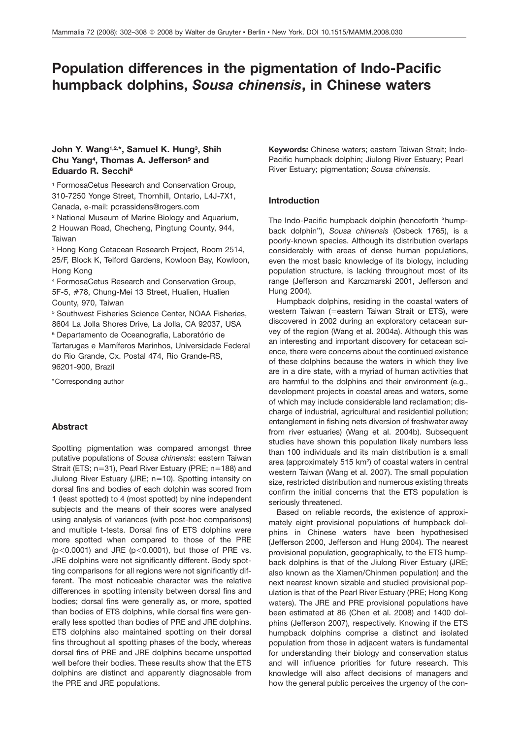# Population differences in the pigmentation of Indo-Pacific humpback dolphins, *Sousa chinensis*, in Chinese waters

**John Y. Wang[1,2,*], Samuel K. Hung[3], Shih Chu Yang[4], Thomas A. Jefferson[5] and Eduardo R. Secchi[6]**

[1] FormosaCetus Research and Conservation Group, 310-7250 Yonge Street, Thornhill, Ontario, L4J-7X1, Canada, e-mail: pcrassidens@rogers.com

[2] National Museum of Marine Biology and Aquarium, 2 Houwan Road, Checheng, Pingtung County, 944, Taiwan

[3] Hong Kong Cetacean Research Project, Room 2514, 25/F, Block K, Telford Gardens, Kowloon Bay, Kowloon, Hong Kong

[4] FormosaCetus Research and Conservation Group, 5F-5, #78, Chung-Mei 13 Street, Hualien, Hualien County, 970, Taiwan

[5] Southwest Fisheries Science Center, NOAA Fisheries, 8604 La Jolla Shores Drive, La Jolla, CA 92037, USA

[6] Departamento de Oceanografia, Laboratório de Tartarugas e Mamíferos Marinhos, Universidade Federal do Rio Grande, Cx. Postal 474, Rio Grande-RS, 96201-900, Brazil

*Corresponding author

## Abstract

Spotting pigmentation was compared amongst three putative populations of *Sousa chinensis*: eastern Taiwan Strait (ETS; n=31), Pearl River Estuary (PRE; n=188) and Jiulong River Estuary (JRE; n=10). Spotting intensity on dorsal fins and bodies of each dolphin was scored from 1 (least spotted) to 4 (most spotted) by nine independent subjects and the means of their scores were analysed using analysis of variances (with post-hoc comparisons) and multiple t-tests. Dorsal fins of ETS dolphins were more spotted when compared to those of the PRE ($p<0.0001$) and JRE ($p<0.0001$), but those of PRE vs. JRE dolphins were not significantly different. Body spotting comparisons for all regions were not significantly different. The most noticeable character was the relative differences in spotting intensity between dorsal fins and bodies; dorsal fins were generally as, or more, spotted than bodies of ETS dolphins, while dorsal fins were generally less spotted than bodies of PRE and JRE dolphins. ETS dolphins also maintained spotting on their dorsal fins throughout all spotting phases of the body, whereas dorsal fins of PRE and JRE dolphins became unspotted well before their bodies. These results show that the ETS dolphins are distinct and apparently diagnosable from the PRE and JRE populations.

**Keywords:** Chinese waters; eastern Taiwan Strait; Indo-Pacific humpback dolphin; Jiulong River Estuary; Pearl River Estuary; pigmentation; *Sousa chinensis*.

## Introduction

The Indo-Pacific humpback dolphin (henceforth "humpback dolphin"), *Sousa chinensis* (Osbeck 1765), is a poorly-known species. Although its distribution overlaps considerably with areas of dense human populations, even the most basic knowledge of its biology, including population structure, is lacking throughout most of its range (Jefferson and Karczmarski 2001, Jefferson and Hung 2004).

Humpback dolphins, residing in the coastal waters of western Taiwan (=eastern Taiwan Strait or ETS), were discovered in 2002 during an exploratory cetacean survey of the region (Wang et al. 2004a). Although this was an interesting and important discovery for cetacean science, there were concerns about the continued existence of these dolphins because the waters in which they live are in a dire state, with a myriad of human activities that are harmful to the dolphins and their environment (e.g., development projects in coastal areas and waters, some of which may include considerable land reclamation; discharge of industrial, agricultural and residential pollution; entanglement in fishing nets diversion of freshwater away from river estuaries) (Wang et al. 2004b). Subsequent studies have shown this population likely numbers less than 100 individuals and its main distribution is a small area (approximately 515 km$^2$) of coastal waters in central western Taiwan (Wang et al. 2007). The small population size, restricted distribution and numerous existing threats confirm the initial concerns that the ETS population is seriously threatened.

Based on reliable records, the existence of approximately eight provisional populations of humpback dolphins in Chinese waters have been hypothesised (Jefferson 2000, Jefferson and Hung 2004). The nearest provisional population, geographically, to the ETS humpback dolphins is that of the Jiulong River Estuary (JRE; also known as the Xiamen/Chinmen population) and the next nearest known sizable and studied provisional population is that of the Pearl River Estuary (PRE; Hong Kong waters). The JRE and PRE provisional populations have been estimated at 86 (Chen et al. 2008) and 1400 dolphins (Jefferson 2007), respectively. Knowing if the ETS humpback dolphins comprise a distinct and isolated population from those in adjacent waters is fundamental for understanding their biology and conservation status and will influence priorities for future research. This knowledge will also affect decisions of managers and how the general public perceives the urgency of the con-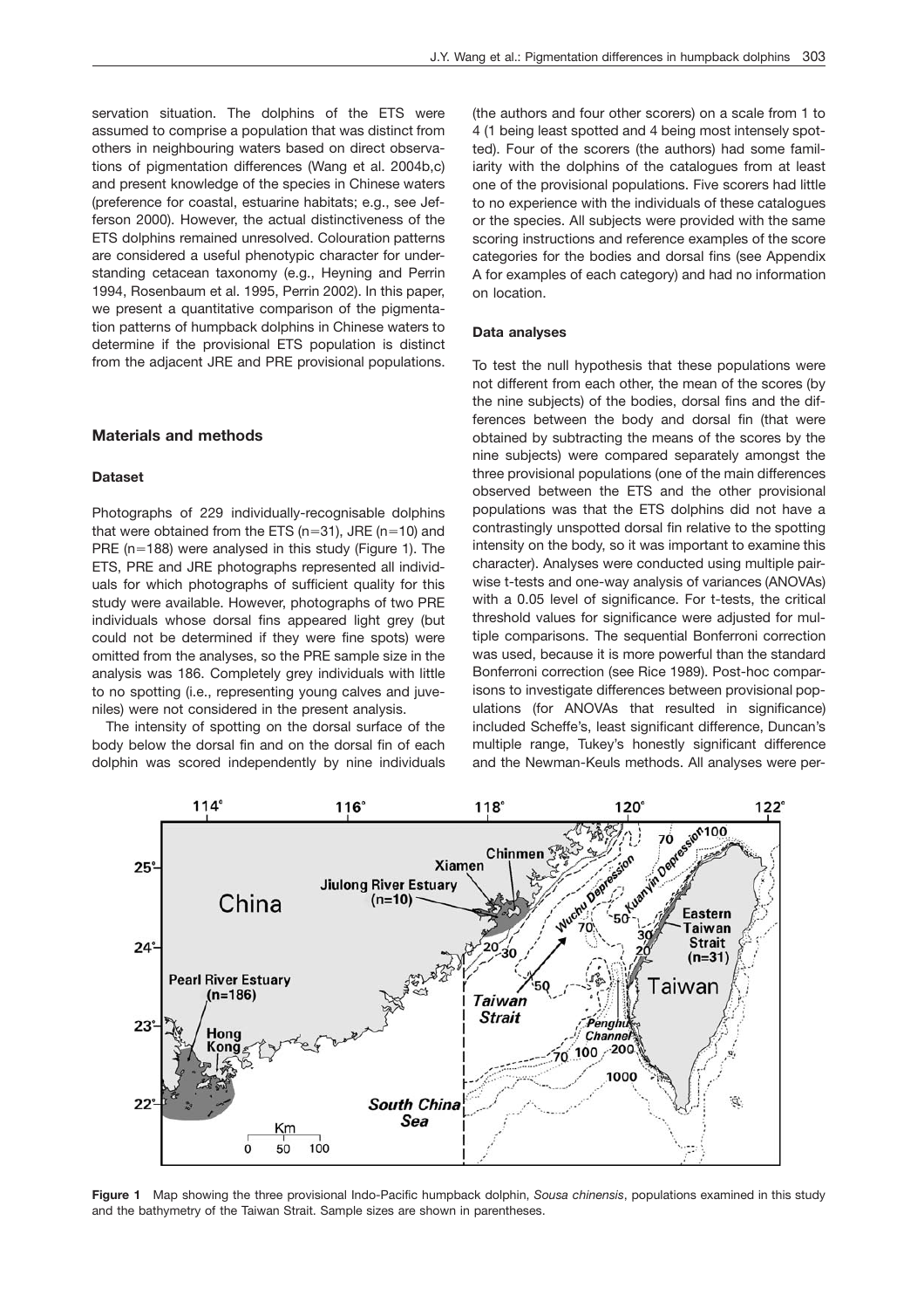servation situation. The dolphins of the ETS were assumed to comprise a population that was distinct from others in neighbouring waters based on direct observations of pigmentation differences (Wang et al. 2004b,c) and present knowledge of the species in Chinese waters (preference for coastal, estuarine habitats; e.g., see Jefferson 2000). However, the actual distinctiveness of the ETS dolphins remained unresolved. Colouration patterns are considered a useful phenotypic character for understanding cetacean taxonomy (e.g., Heyning and Perrin 1994, Rosenbaum et al. 1995, Perrin 2002). In this paper, we present a quantitative comparison of the pigmentation patterns of humpback dolphins in Chinese waters to determine if the provisional ETS population is distinct from the adjacent JRE and PRE provisional populations.

## Materials and methods

### Dataset

Photographs of 229 individually-recognisable dolphins that were obtained from the ETS (n=31), JRE (n=10) and PRE (n=188) were analysed in this study (Figure 1). The ETS, PRE and JRE photographs represented all individuals for which photographs of sufficient quality for this study were available. However, photographs of two PRE individuals whose dorsal fins appeared light grey (but could not be determined if they were fine spots) were omitted from the analyses, so the PRE sample size in the analysis was 186. Completely grey individuals with little to no spotting (i.e., representing young calves and juveniles) were not considered in the present analysis.

The intensity of spotting on the dorsal surface of the body below the dorsal fin and on the dorsal fin of each dolphin was scored independently by nine individuals (the authors and four other scorers) on a scale from 1 to 4 (1 being least spotted and 4 being most intensely spotted). Four of the scorers (the authors) had some familiarity with the dolphins of the catalogues from at least one of the provisional populations. Five scorers had little to no experience with the individuals of these catalogues or the species. All subjects were provided with the same scoring instructions and reference examples of the score categories for the bodies and dorsal fins (see Appendix A for examples of each category) and had no information on location.

### Data analyses

To test the null hypothesis that these populations were not different from each other, the mean of the scores (by the nine subjects) of the bodies, dorsal fins and the differences between the body and dorsal fin (that were obtained by subtracting the means of the scores by the nine subjects) were compared separately amongst the three provisional populations (one of the main differences observed between the ETS and the other provisional populations was that the ETS dolphins did not have a contrastingly unspotted dorsal fin relative to the spotting intensity on the body, so it was important to examine this character). Analyses were conducted using multiple pairwise t-tests and one-way analysis of variances (ANOVAs) with a 0.05 level of significance. For t-tests, the critical threshold values for significance were adjusted for multiple comparisons. The sequential Bonferroni correction was used, because it is more powerful than the standard Bonferroni correction (see Rice 1989). Post-hoc comparisons to investigate differences between provisional populations (for ANOVAs that resulted in significance) included Scheffe's, least significant difference, Duncan's multiple range, Tukey's honestly significant difference and the Newman-Keuls methods. All analyses were per-

114° 116° 118° 120° 122°

25° 24° 23° 22°

China

Xiamen

Chinmen

Jiulong River Estuary (n=10)

Pearl River Estuary (n=186)

Hong Kong

Wuchu Depression

Kuanyin Depression

Eastern Taiwan Strait (n=31)

Taiwan

Taiwan Strait

Penghu Channel

South China Sea

Km 0 50 100

**Figure 1** Map showing the three provisional Indo-Pacific humpback dolphin, *Sousa chinensis*, populations examined in this study and the bathymetry of the Taiwan Strait. Sample sizes are shown in parentheses.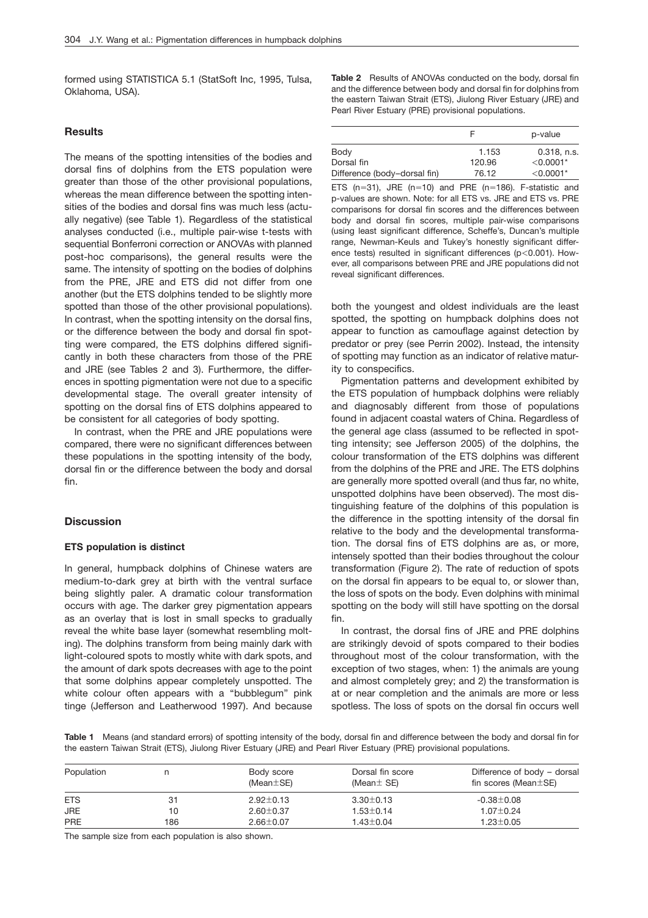formed using STATISTICA 5.1 (StatSoft Inc, 1995, Tulsa, Oklahoma, USA).

## Results

The means of the spotting intensities of the bodies and dorsal fins of dolphins from the ETS population were greater than those of the other provisional populations, whereas the mean difference between the spotting intensities of the bodies and dorsal fins was much less (actually negative) (see Table 1). Regardless of the statistical analyses conducted (i.e., multiple pair-wise t-tests with sequential Bonferroni correction or ANOVAs with planned post-hoc comparisons), the general results were the same. The intensity of spotting on the bodies of dolphins from the PRE, JRE and ETS did not differ from one another (but the ETS dolphins tended to be slightly more spotted than those of the other provisional populations). In contrast, when the spotting intensity on the dorsal fins, or the difference between the body and dorsal fin spotting were compared, the ETS dolphins differed significantly in both these characters from those of the PRE and JRE (see Tables 2 and 3). Furthermore, the differences in spotting pigmentation were not due to a specific developmental stage. The overall greater intensity of spotting on the dorsal fins of ETS dolphins appeared to be consistent for all categories of body spotting.

In contrast, when the PRE and JRE populations were compared, there were no significant differences between these populations in the spotting intensity of the body, dorsal fin or the difference between the body and dorsal fin.

**Table 2** Results of ANOVAs conducted on the body, dorsal fin and the difference between body and dorsal fin for dolphins from the eastern Taiwan Strait (ETS), Jiulong River Estuary (JRE) and Pearl River Estuary (PRE) provisional populations.

| | F | p-value |
|---|---|---|
| Body | 1.153 | 0.318, n.s. |
| Dorsal fin | 120.96 | $<0.0001$* |
| Difference (body–dorsal fin) | 76.12 | $<0.0001$* |

ETS (n=31), JRE (n=10) and PRE (n=186). F-statistic and p-values are shown. Note: for all ETS vs. JRE and ETS vs. PRE comparisons for dorsal fin scores and the differences between body and dorsal fin scores, multiple pair-wise comparisons (using least significant difference, Scheffe's, Duncan's multiple range, Newman-Keuls and Tukey's honestly significant difference tests) resulted in significant differences ($p<0.001$). However, all comparisons between PRE and JRE populations did not reveal significant differences.

## Discussion

### ETS population is distinct

In general, humpback dolphins of Chinese waters are medium-to-dark grey at birth with the ventral surface being slightly paler. A dramatic colour transformation occurs with age. The darker grey pigmentation appears as an overlay that is lost in small specks to gradually reveal the white base layer (somewhat resembling molting). The dolphins transform from being mainly dark with light-coloured spots to mostly white with dark spots, and the amount of dark spots decreases with age to the point that some dolphins appear completely unspotted. The white colour often appears with a "bubblegum" pink tinge (Jefferson and Leatherwood 1997). And because both the youngest and oldest individuals are the least spotted, the spotting on humpback dolphins does not appear to function as camouflage against detection by predator or prey (see Perrin 2002). Instead, the intensity of spotting may function as an indicator of relative maturity to conspecifics.

Pigmentation patterns and development exhibited by the ETS population of humpback dolphins were reliably and diagnosably different from those of populations found in adjacent coastal waters of China. Regardless of the general age class (assumed to be reflected in spotting intensity; see Jefferson 2005) of the dolphins, the colour transformation of the ETS dolphins was different from the dolphins of the PRE and JRE. The ETS dolphins are generally more spotted overall (and thus far, no white, unspotted dolphins have been observed). The most distinguishing feature of the dolphins of this population is the difference in the spotting intensity of the dorsal fin relative to the body and the developmental transformation. The dorsal fins of ETS dolphins are as, or more, intensely spotted than their bodies throughout the colour transformation (Figure 2). The rate of reduction of spots on the dorsal fin appears to be equal to, or slower than, the loss of spots on the body. Even dolphins with minimal spotting on the body will still have spotting on the dorsal fin.

In contrast, the dorsal fins of JRE and PRE dolphins are strikingly devoid of spots compared to their bodies throughout most of the colour transformation, with the exception of two stages, when: 1) the animals are young and almost completely grey; and 2) the transformation is at or near completion and the animals are more or less spotless. The loss of spots on the dorsal fin occurs well

**Table 1** Means (and standard errors) of spotting intensity of the body, dorsal fin and difference between the body and dorsal fin for the eastern Taiwan Strait (ETS), Jiulong River Estuary (JRE) and Pearl River Estuary (PRE) provisional populations.

| Population | n | Body score (Mean±SE) | Dorsal fin score (Mean± SE) | Difference of body – dorsal fin scores (Mean±SE) |
|---|---|---|---|---|
| ETS | 31 | 2.92±0.13 | 3.30±0.13 | -0.38±0.08 |
| JRE | 10 | 2.60±0.37 | 1.53±0.14 | 1.07±0.24 |
| PRE | 186 | 2.66±0.07 | 1.43±0.04 | 1.23±0.05 |

The sample size from each population is also shown.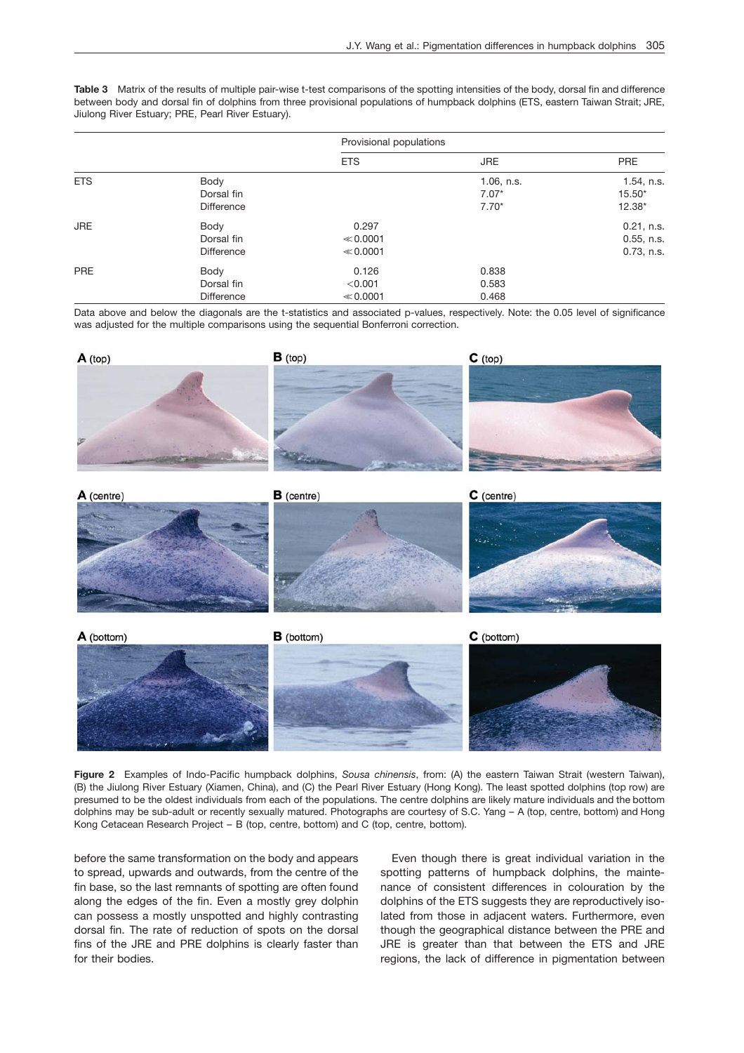**Table 3** Matrix of the results of multiple pair-wise t-test comparisons of the spotting intensities of the body, dorsal fin and difference between body and dorsal fin of dolphins from three provisional populations of humpback dolphins (ETS, eastern Taiwan Strait; JRE, Jiulong River Estuary; PRE, Pearl River Estuary).

| | | Provisional populations | | |
|---|---|---|---|---|
| | | ETS | JRE | PRE |
| ETS | Body | | 1.06, n.s. | 1.54, n.s. |
| | Dorsal fin | | 7.07* | 15.50* |
| | Difference | | 7.70* | 12.38* |
| JRE | Body | 0.297 | | 0.21, n.s. |
| | Dorsal fin | ≪0.0001 | | 0.55, n.s. |
| | Difference | ≪0.0001 | | 0.73, n.s. |
| PRE | Body | 0.126 | 0.838 | |
| | Dorsal fin | <0.001 | 0.583 | |
| | Difference | ≪0.0001 | 0.468 | |

Data above and below the diagonals are the t-statistics and associated p-values, respectively. Note: the 0.05 level of significance was adjusted for the multiple comparisons using the sequential Bonferroni correction.

**Figure 2** Examples of Indo-Pacific humpback dolphins, *Sousa chinensis*, from: (A) the eastern Taiwan Strait (western Taiwan), (B) the Jiulong River Estuary (Xiamen, China), and (C) the Pearl River Estuary (Hong Kong). The least spotted dolphins (top row) are presumed to be the oldest individuals from each of the populations. The centre dolphins are likely mature individuals and the bottom dolphins may be sub-adult or recently sexually matured. Photographs are courtesy of S.C. Yang – A (top, centre, bottom) and Hong Kong Cetacean Research Project – B (top, centre, bottom) and C (top, centre, bottom).

before the same transformation on the body and appears to spread, upwards and outwards, from the centre of the fin base, so the last remnants of spotting are often found along the edges of the fin. Even a mostly grey dolphin can possess a mostly unspotted and highly contrasting dorsal fin. The rate of reduction of spots on the dorsal fins of the JRE and PRE dolphins is clearly faster than for their bodies.

Even though there is great individual variation in the spotting patterns of humpback dolphins, the maintenance of consistent differences in colouration by the dolphins of the ETS suggests they are reproductively isolated from those in adjacent waters. Furthermore, even though the geographical distance between the PRE and JRE is greater than that between the ETS and JRE regions, the lack of difference in pigmentation between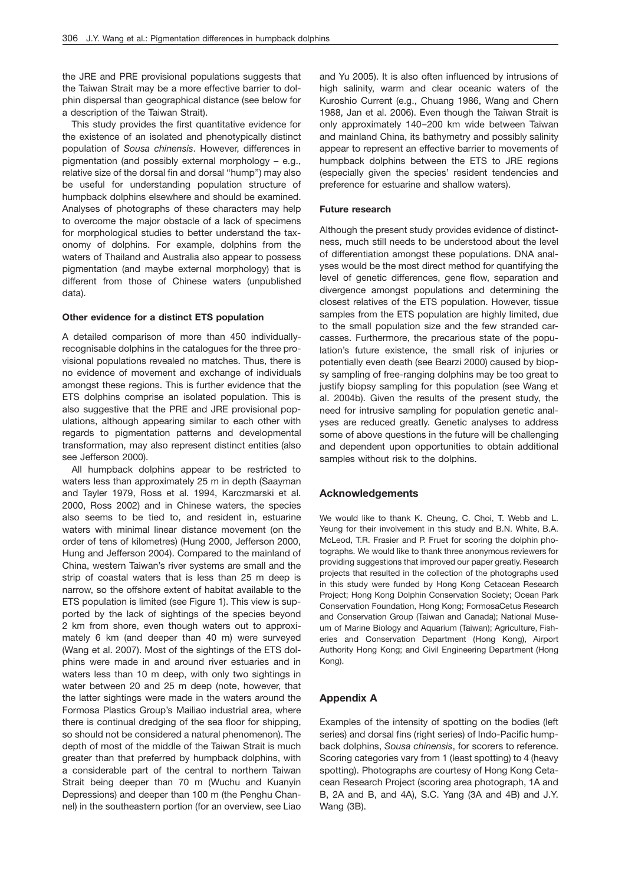the JRE and PRE provisional populations suggests that the Taiwan Strait may be a more effective barrier to dolphin dispersal than geographical distance (see below for a description of the Taiwan Strait).

This study provides the first quantitative evidence for the existence of an isolated and phenotypically distinct population of *Sousa chinensis*. However, differences in pigmentation (and possibly external morphology – e.g., relative size of the dorsal fin and dorsal "hump") may also be useful for understanding population structure of humpback dolphins elsewhere and should be examined. Analyses of photographs of these characters may help to overcome the major obstacle of a lack of specimens for morphological studies to better understand the taxonomy of dolphins. For example, dolphins from the waters of Thailand and Australia also appear to possess pigmentation (and maybe external morphology) that is different from those of Chinese waters (unpublished data).

#### Other evidence for a distinct ETS population

A detailed comparison of more than 450 individually-recognisable dolphins in the catalogues for the three provisional populations revealed no matches. Thus, there is no evidence of movement and exchange of individuals amongst these regions. This is further evidence that the ETS dolphins comprise an isolated population. This is also suggestive that the PRE and JRE provisional populations, although appearing similar to each other with regards to pigmentation patterns and developmental transformation, may also represent distinct entities (also see Jefferson 2000).

All humpback dolphins appear to be restricted to waters less than approximately 25 m in depth (Saayman and Tayler 1979, Ross et al. 1994, Karczmarski et al. 2000, Ross 2002) and in Chinese waters, the species also seems to be tied to, and resident in, estuarine waters with minimal linear distance movement (on the order of tens of kilometres) (Hung 2000, Jefferson 2000, Hung and Jefferson 2004). Compared to the mainland of China, western Taiwan's river systems are small and the strip of coastal waters that is less than 25 m deep is narrow, so the offshore extent of habitat available to the ETS population is limited (see Figure 1). This view is supported by the lack of sightings of the species beyond 2 km from shore, even though waters out to approximately 6 km (and deeper than 40 m) were surveyed (Wang et al. 2007). Most of the sightings of the ETS dolphins were made in and around river estuaries and in waters less than 10 m deep, with only two sightings in water between 20 and 25 m deep (note, however, that the latter sightings were made in the waters around the Formosa Plastics Group's Mailiao industrial area, where there is continual dredging of the sea floor for shipping, so should not be considered a natural phenomenon). The depth of most of the middle of the Taiwan Strait is much greater than that preferred by humpback dolphins, with a considerable part of the central to northern Taiwan Strait being deeper than 70 m (Wuchu and Kuanyin Depressions) and deeper than 100 m (the Penghu Channel) in the southeastern portion (for an overview, see Liao and Yu 2005). It is also often influenced by intrusions of high salinity, warm and clear oceanic waters of the Kuroshio Current (e.g., Chuang 1986, Wang and Chern 1988, Jan et al. 2006). Even though the Taiwan Strait is only approximately 140–200 km wide between Taiwan and mainland China, its bathymetry and possibly salinity appear to represent an effective barrier to movements of humpback dolphins between the ETS to JRE regions (especially given the species' resident tendencies and preference for estuarine and shallow waters).

#### Future research

Although the present study provides evidence of distinctness, much still needs to be understood about the level of differentiation amongst these populations. DNA analyses would be the most direct method for quantifying the level of genetic differences, gene flow, separation and divergence amongst populations and determining the closest relatives of the ETS population. However, tissue samples from the ETS population are highly limited, due to the small population size and the few stranded carcasses. Furthermore, the precarious state of the population's future existence, the small risk of injuries or potentially even death (see Bearzi 2000) caused by biopsy sampling of free-ranging dolphins may be too great to justify biopsy sampling for this population (see Wang et al. 2004b). Given the results of the present study, the need for intrusive sampling for population genetic analyses are reduced greatly. Genetic analyses to address some of above questions in the future will be challenging and dependent upon opportunities to obtain additional samples without risk to the dolphins.

## Acknowledgements

We would like to thank K. Cheung, C. Choi, T. Webb and L. Yeung for their involvement in this study and B.N. White, B.A. McLeod, T.R. Frasier and P. Fruet for scoring the dolphin photographs. We would like to thank three anonymous reviewers for providing suggestions that improved our paper greatly. Research projects that resulted in the collection of the photographs used in this study were funded by Hong Kong Cetacean Research Project; Hong Kong Dolphin Conservation Society; Ocean Park Conservation Foundation, Hong Kong; FormosaCetus Research and Conservation Group (Taiwan and Canada); National Museum of Marine Biology and Aquarium (Taiwan); Agriculture, Fisheries and Conservation Department (Hong Kong), Airport Authority Hong Kong; and Civil Engineering Department (Hong Kong).

## Appendix A

Examples of the intensity of spotting on the bodies (left series) and dorsal fins (right series) of Indo-Pacific humpback dolphins, *Sousa chinensis*, for scorers to reference. Scoring categories vary from 1 (least spotting) to 4 (heavy spotting). Photographs are courtesy of Hong Kong Cetacean Research Project (scoring area photograph, 1A and B, 2A and B, and 4A), S.C. Yang (3A and 4B) and J.Y. Wang (3B).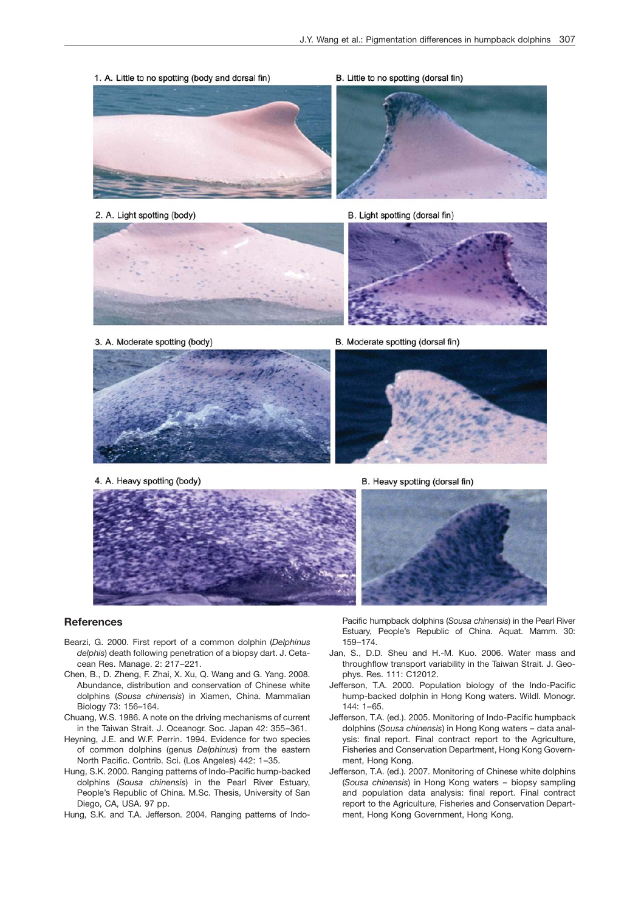1. A. Little to no spotting (body and dorsal fin)

B. Little to no spotting (dorsal fin)

2. A. Light spotting (body)

B. Light spotting (dorsal fin)

3. A. Moderate spotting (body)

B. Moderate spotting (dorsal fin)

4. A. Heavy spotting (body)

B. Heavy spotting (dorsal fin)

## References

Bearzi, G. 2000. First report of a common dolphin (*Delphinus delphis*) death following penetration of a biopsy dart. J. Cetacean Res. Manage. 2: 217–221.

Chen, B., D. Zheng, F. Zhai, X. Xu, Q. Wang and G. Yang. 2008. Abundance, distribution and conservation of Chinese white dolphins (*Sousa chinensis*) in Xiamen, China. Mammalian Biology 73: 156–164.

Chuang, W.S. 1986. A note on the driving mechanisms of current in the Taiwan Strait. J. Oceanogr. Soc. Japan 42: 355–361.

Heyning, J.E. and W.F. Perrin. 1994. Evidence for two species of common dolphins (genus *Delphinus*) from the eastern North Pacific. Contrib. Sci. (Los Angeles) 442: 1–35.

Hung, S.K. 2000. Ranging patterns of Indo-Pacific hump-backed dolphins (*Sousa chinensis*) in the Pearl River Estuary, People's Republic of China. M.Sc. Thesis, University of San Diego, CA, USA. 97 pp.

Hung, S.K. and T.A. Jefferson. 2004. Ranging patterns of Indo-Pacific humpback dolphins (*Sousa chinensis*) in the Pearl River Estuary, People's Republic of China. Aquat. Mamm. 30: 159–174.

Jan, S., D.D. Sheu and H.-M. Kuo. 2006. Water mass and throughflow transport variability in the Taiwan Strait. J. Geophys. Res. 111: C12012.

Jefferson, T.A. 2000. Population biology of the Indo-Pacific hump-backed dolphin in Hong Kong waters. Wildl. Monogr. 144: 1–65.

Jefferson, T.A. (ed.). 2005. Monitoring of Indo-Pacific humpback dolphins (*Sousa chinensis*) in Hong Kong waters – data analysis: final report. Final contract report to the Agriculture, Fisheries and Conservation Department, Hong Kong Government, Hong Kong.

Jefferson, T.A. (ed.). 2007. Monitoring of Chinese white dolphins (*Sousa chinensis*) in Hong Kong waters – biopsy sampling and population data analysis: final report. Final contract report to the Agriculture, Fisheries and Conservation Department, Hong Kong Government, Hong Kong.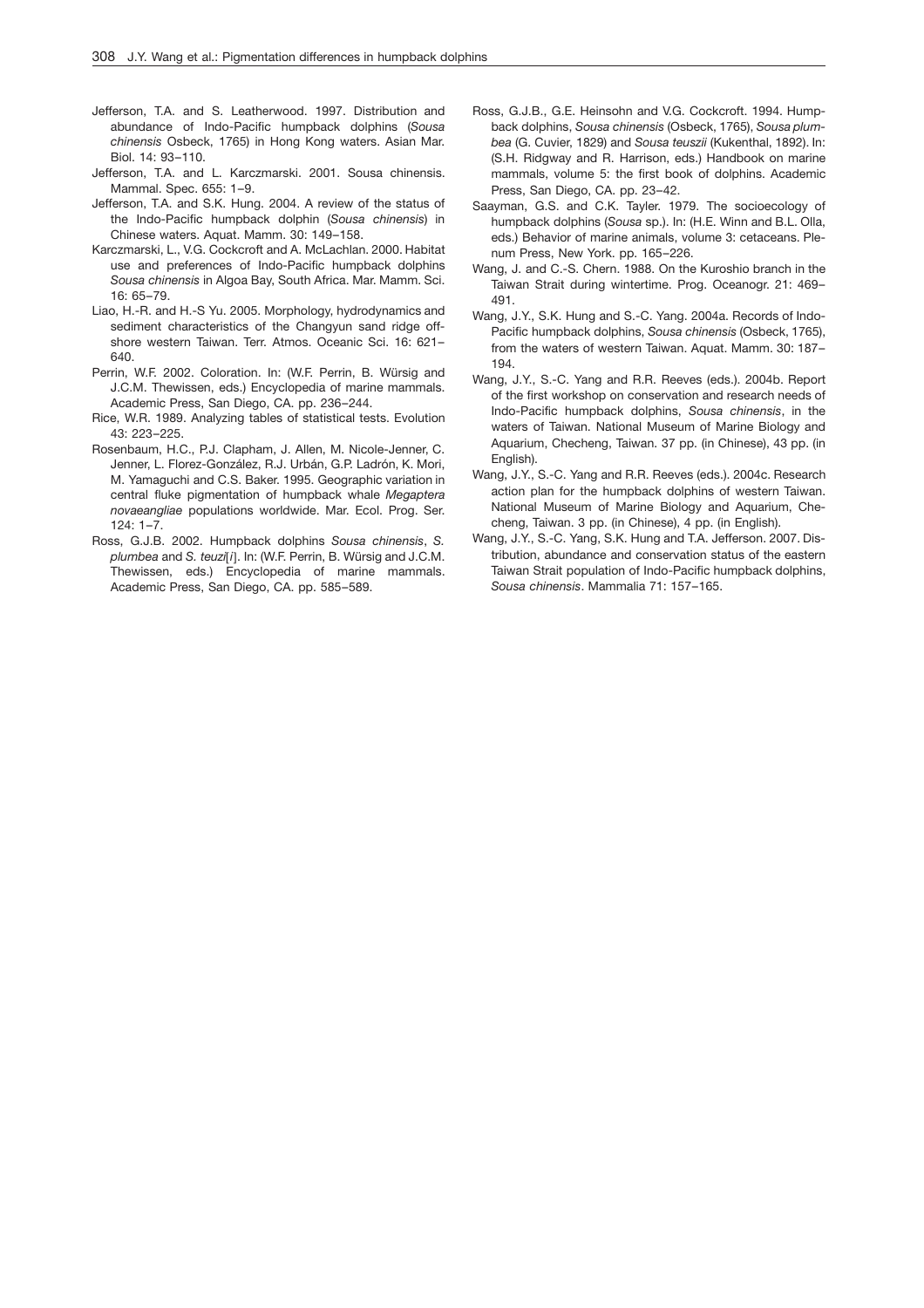Jefferson, T.A. and S. Leatherwood. 1997. Distribution and abundance of Indo-Pacific humpback dolphins (*Sousa chinensis* Osbeck, 1765) in Hong Kong waters. Asian Mar. Biol. 14: 93–110.

Jefferson, T.A. and L. Karczmarski. 2001. Sousa chinensis. Mammal. Spec. 655: 1–9.

Jefferson, T.A. and S.K. Hung. 2004. A review of the status of the Indo-Pacific humpback dolphin (*Sousa chinensis*) in Chinese waters. Aquat. Mamm. 30: 149–158.

Karczmarski, L., V.G. Cockcroft and A. McLachlan. 2000. Habitat use and preferences of Indo-Pacific humpback dolphins *Sousa chinensis* in Algoa Bay, South Africa. Mar. Mamm. Sci. 16: 65–79.

Liao, H.-R. and H.-S Yu. 2005. Morphology, hydrodynamics and sediment characteristics of the Changyun sand ridge offshore western Taiwan. Terr. Atmos. Oceanic Sci. 16: 621–640.

Perrin, W.F. 2002. Coloration. In: (W.F. Perrin, B. Würsig and J.C.M. Thewissen, eds.) Encyclopedia of marine mammals. Academic Press, San Diego, CA. pp. 236–244.

Rice, W.R. 1989. Analyzing tables of statistical tests. Evolution 43: 223–225.

Rosenbaum, H.C., P.J. Clapham, J. Allen, M. Nicole-Jenner, C. Jenner, L. Florez-González, R.J. Urbán, G.P. Ladrón, K. Mori, M. Yamaguchi and C.S. Baker. 1995. Geographic variation in central fluke pigmentation of humpback whale *Megaptera novaeangliae* populations worldwide. Mar. Ecol. Prog. Ser. 124: 1–7.

Ross, G.J.B. 2002. Humpback dolphins *Sousa chinensis*, *S. plumbea* and *S. teuzi*[*i*]. In: (W.F. Perrin, B. Würsig and J.C.M. Thewissen, eds.) Encyclopedia of marine mammals. Academic Press, San Diego, CA. pp. 585–589.

Ross, G.J.B., G.E. Heinsohn and V.G. Cockcroft. 1994. Humpback dolphins, *Sousa chinensis* (Osbeck, 1765), *Sousa plumbea* (G. Cuvier, 1829) and *Sousa teuszii* (Kukenthal, 1892). In: (S.H. Ridgway and R. Harrison, eds.) Handbook on marine mammals, volume 5: the first book of dolphins. Academic Press, San Diego, CA. pp. 23–42.

Saayman, G.S. and C.K. Tayler. 1979. The socioecology of humpback dolphins (*Sousa* sp.). In: (H.E. Winn and B.L. Olla, eds.) Behavior of marine animals, volume 3: cetaceans. Plenum Press, New York. pp. 165–226.

Wang, J. and C.-S. Chern. 1988. On the Kuroshio branch in the Taiwan Strait during wintertime. Prog. Oceanogr. 21: 469–491.

Wang, J.Y., S.K. Hung and S.-C. Yang. 2004a. Records of Indo-Pacific humpback dolphins, *Sousa chinensis* (Osbeck, 1765), from the waters of western Taiwan. Aquat. Mamm. 30: 187–194.

Wang, J.Y., S.-C. Yang and R.R. Reeves (eds.). 2004b. Report of the first workshop on conservation and research needs of Indo-Pacific humpback dolphins, *Sousa chinensis*, in the waters of Taiwan. National Museum of Marine Biology and Aquarium, Checheng, Taiwan. 37 pp. (in Chinese), 43 pp. (in English).

Wang, J.Y., S.-C. Yang and R.R. Reeves (eds.). 2004c. Research action plan for the humpback dolphins of western Taiwan. National Museum of Marine Biology and Aquarium, Checheng, Taiwan. 3 pp. (in Chinese), 4 pp. (in English).

Wang, J.Y., S.-C. Yang, S.K. Hung and T.A. Jefferson. 2007. Distribution, abundance and conservation status of the eastern Taiwan Strait population of Indo-Pacific humpback dolphins, *Sousa chinensis*. Mammalia 71: 157–165.